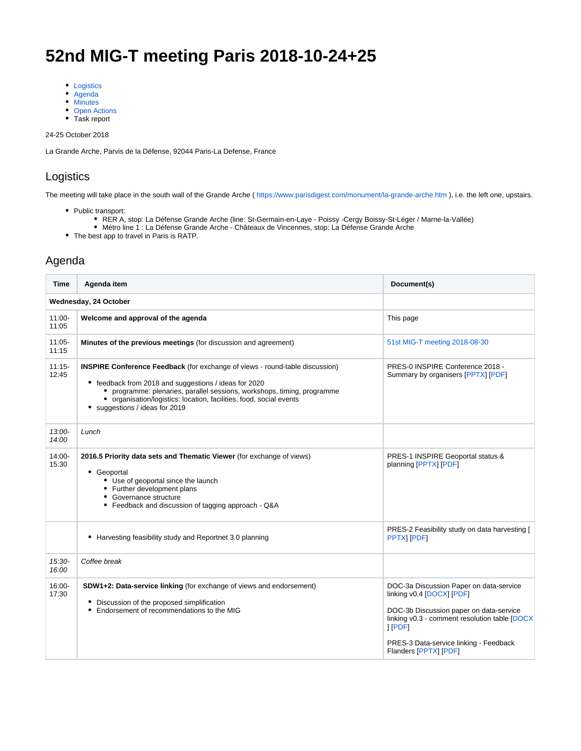# 52nd MIG-T meeting Paris 2018-10-24+25

- Logistics
- Agenda
- Minutes
- Open Actions
- Task report

24-25 October 2018

La Grande Arche, Parvis de la Défense, 92044 Paris-La Defense, France

## Logistics

The meeting will take place in the south wall of the Grande Arche ( https://www.parisdigest.com/monument/la-grande-arche.htm ), i.e. the left one, upstairs.

- Public transport:
  - RER A, stop: La Défense Grande Arche (line: St-Germain-en-Laye - Poissy -Cergy Boissy-St-Léger / Marne-la-Vallée)
  - Métro line 1 : La Défense Grande Arche - Châteaux de Vincennes, stop: La Défense Grande Arche
- The best app to travel in Paris is RATP.

## Agenda

| Time | Agenda item | Document(s) |
|---|---|---|
| **Wednesday, 24 October** | | |
| 11:00-11:05 | **Welcome and approval of the agenda** | This page |
| 11:05-11:15 | **Minutes of the previous meetings** (for discussion and agreement) | 51st MIG-T meeting 2018-08-30 |
| 11:15-12:45 | **INSPIRE Conference Feedback** (for exchange of views - round-table discussion)<br>• feedback from 2018 and suggestions / ideas for 2020<br>  ◦ programme: plenaries, parallel sessions, workshops, timing, programme<br>  ◦ organisation/logistics: location, facilities, food, social events<br>• suggestions / ideas for 2019 | PRES-0 INSPIRE Conference 2018 - Summary by organisers [PPTX] [PDF] |
| *13:00-14:00* | *Lunch* | |
| 14:00-15:30 | **2016.5 Priority data sets and Thematic Viewer** (for exchange of views)<br>• Geoportal<br>  ◦ Use of geoportal since the launch<br>  ◦ Further development plans<br>  ◦ Governance structure<br>  ◦ Feedback and discussion of tagging approach - Q&A | PRES-1 INSPIRE Geoportal status & planning [PPTX] [PDF] |
| | • Harvesting feasibility study and Reportnet 3.0 planning | PRES-2 Feasibility study on data harvesting [PPTX] [PDF] |
| *15:30-16:00* | *Coffee break* | |
| 16:00-17:30 | **SDW1+2: Data-service linking** (for exchange of views and endorsement)<br>• Discussion of the proposed simplification<br>• Endorsement of recommendations to the MIG | DOC-3a Discussion Paper on data-service linking v0.4 [DOCX] [PDF]<br><br>DOC-3b Discussion paper on data-service linking v0.3 - comment resolution table [DOCX] [PDF]<br><br>PRES-3 Data-service linking - Feedback Flanders [PPTX] [PDF] |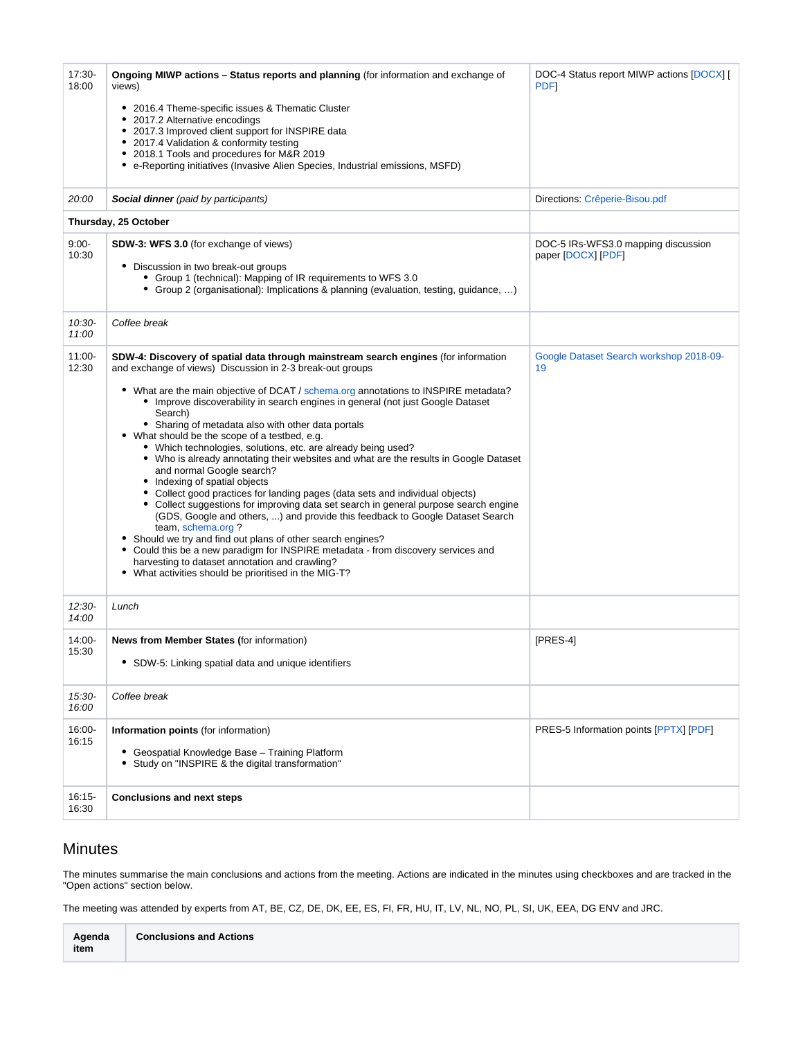| | | |
|---|---|---|
| 17:30-18:00 | **Ongoing MIWP actions – Status reports and planning** (for information and exchange of views)<br><br>• 2016.4 Theme-specific issues & Thematic Cluster<br>• 2017.2 Alternative encodings<br>• 2017.3 Improved client support for INSPIRE data<br>• 2017.4 Validation & conformity testing<br>• 2018.1 Tools and procedures for M&R 2019<br>• e-Reporting initiatives (Invasive Alien Species, Industrial emissions, MSFD) | DOC-4 Status report MIWP actions [DOCX] [PDF] |
| *20:00* | ***Social dinner*** *(paid by participants)* | Directions: Crêperie-Bisou.pdf |
| **Thursday, 25 October** | | |
| 9:00-10:30 | **SDW-3: WFS 3.0** (for exchange of views)<br><br>• Discussion in two break-out groups<br>  • Group 1 (technical): Mapping of IR requirements to WFS 3.0<br>  • Group 2 (organisational): Implications & planning (evaluation, testing, guidance, …) | DOC-5 IRs-WFS3.0 mapping discussion paper [DOCX] [PDF] |
| *10:30-11:00* | *Coffee break* | |
| 11:00-12:30 | **SDW-4: Discovery of spatial data through mainstream search engines** (for information and exchange of views) Discussion in 2-3 break-out groups<br><br>• What are the main objective of DCAT / schema.org annotations to INSPIRE metadata?<br>  • Improve discoverability in search engines in general (not just Google Dataset Search)<br>  • Sharing of metadata also with other data portals<br>• What should be the scope of a testbed, e.g.<br>  • Which technologies, solutions, etc. are already being used?<br>  • Who is already annotating their websites and what are the results in Google Dataset and normal Google search?<br>  • Indexing of spatial objects<br>  • Collect good practices for landing pages (data sets and individual objects)<br>  • Collect suggestions for improving data set search in general purpose search engine (GDS, Google and others, ...) and provide this feedback to Google Dataset Search team, schema.org ?<br>• Should we try and find out plans of other search engines?<br>• Could this be a new paradigm for INSPIRE metadata - from discovery services and harvesting to dataset annotation and crawling?<br>• What activities should be prioritised in the MIG-T? | Google Dataset Search workshop 2018-09-19 |
| *12:30-14:00* | *Lunch* | |
| 14:00-15:30 | **News from Member States (**for information)<br><br>• SDW-5: Linking spatial data and unique identifiers | [PRES-4] |
| *15:30-16:00* | *Coffee break* | |
| 16:00-16:15 | **Information points** (for information)<br><br>• Geospatial Knowledge Base – Training Platform<br>• Study on "INSPIRE & the digital transformation" | PRES-5 Information points [PPTX] [PDF] |
| 16:15-16:30 | **Conclusions and next steps** | |

## Minutes

The minutes summarise the main conclusions and actions from the meeting. Actions are indicated in the minutes using checkboxes and are tracked in the "Open actions" section below.

The meeting was attended by experts from AT, BE, CZ, DE, DK, EE, ES, FI, FR, HU, IT, LV, NL, NO, PL, SI, UK, EEA, DG ENV and JRC.

| Agenda item | Conclusions and Actions |
|---|---|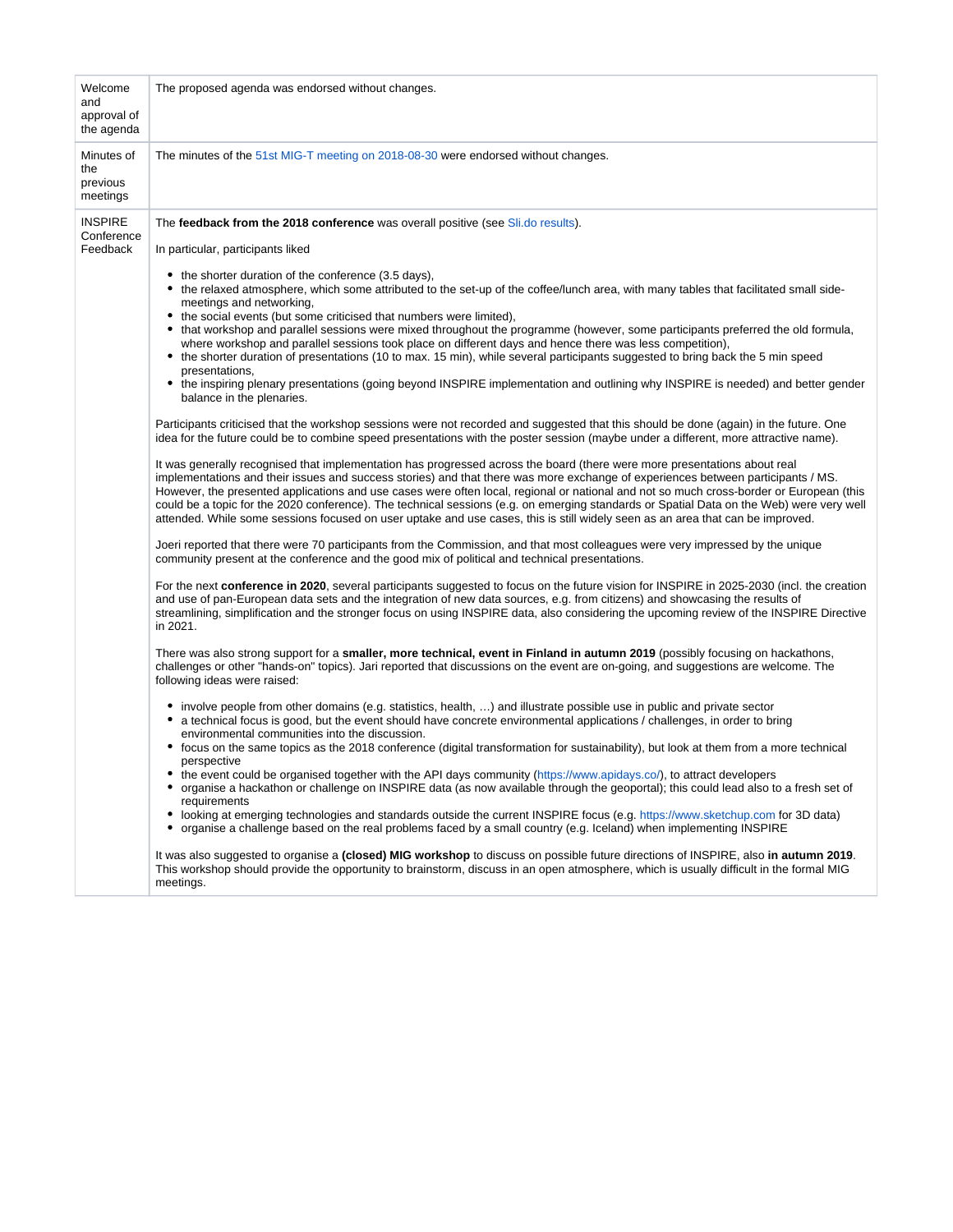| | |
|---|---|
| Welcome and approval of the agenda | The proposed agenda was endorsed without changes. |
| Minutes of the previous meetings | The minutes of the 51st MIG-T meeting on 2018-08-30 were endorsed without changes. |
| INSPIRE Conference Feedback | The **feedback from the 2018 conference** was overall positive (see Sli.do results).<br><br>In particular, participants liked<br><br>• the shorter duration of the conference (3.5 days),<br>• the relaxed atmosphere, which some attributed to the set-up of the coffee/lunch area, with many tables that facilitated small side-meetings and networking,<br>• the social events (but some criticised that numbers were limited),<br>• that workshop and parallel sessions were mixed throughout the programme (however, some participants preferred the old formula, where workshop and parallel sessions took place on different days and hence there was less competition),<br>• the shorter duration of presentations (10 to max. 15 min), while several participants suggested to bring back the 5 min speed presentations,<br>• the inspiring plenary presentations (going beyond INSPIRE implementation and outlining why INSPIRE is needed) and better gender balance in the plenaries.<br><br>Participants criticised that the workshop sessions were not recorded and suggested that this should be done (again) in the future. One idea for the future could be to combine speed presentations with the poster session (maybe under a different, more attractive name).<br><br>It was generally recognised that implementation has progressed across the board (there were more presentations about real implementations and their issues and success stories) and that there was more exchange of experiences between participants / MS. However, the presented applications and use cases were often local, regional or national and not so much cross-border or European (this could be a topic for the 2020 conference). The technical sessions (e.g. on emerging standards or Spatial Data on the Web) were very well attended. While some sessions focused on user uptake and use cases, this is still widely seen as an area that can be improved.<br><br>Joeri reported that there were 70 participants from the Commission, and that most colleagues were very impressed by the unique community present at the conference and the good mix of political and technical presentations.<br><br>For the next **conference in 2020**, several participants suggested to focus on the future vision for INSPIRE in 2025-2030 (incl. the creation and use of pan-European data sets and the integration of new data sources, e.g. from citizens) and showcasing the results of streamlining, simplification and the stronger focus on using INSPIRE data, also considering the upcoming review of the INSPIRE Directive in 2021.<br><br>There was also strong support for a **smaller, more technical, event in Finland in autumn 2019** (possibly focusing on hackathons, challenges or other "hands-on" topics). Jari reported that discussions on the event are on-going, and suggestions are welcome. The following ideas were raised:<br><br>• involve people from other domains (e.g. statistics, health, …) and illustrate possible use in public and private sector<br>• a technical focus is good, but the event should have concrete environmental applications / challenges, in order to bring environmental communities into the discussion.<br>• focus on the same topics as the 2018 conference (digital transformation for sustainability), but look at them from a more technical perspective<br>• the event could be organised together with the API days community (https://www.apidays.co/), to attract developers<br>• organise a hackathon or challenge on INSPIRE data (as now available through the geoportal); this could lead also to a fresh set of requirements<br>• looking at emerging technologies and standards outside the current INSPIRE focus (e.g. https://www.sketchup.com for 3D data)<br>• organise a challenge based on the real problems faced by a small country (e.g. Iceland) when implementing INSPIRE<br><br>It was also suggested to organise a **(closed) MIG workshop** to discuss on possible future directions of INSPIRE, also **in autumn 2019**. This workshop should provide the opportunity to brainstorm, discuss in an open atmosphere, which is usually difficult in the formal MIG meetings. |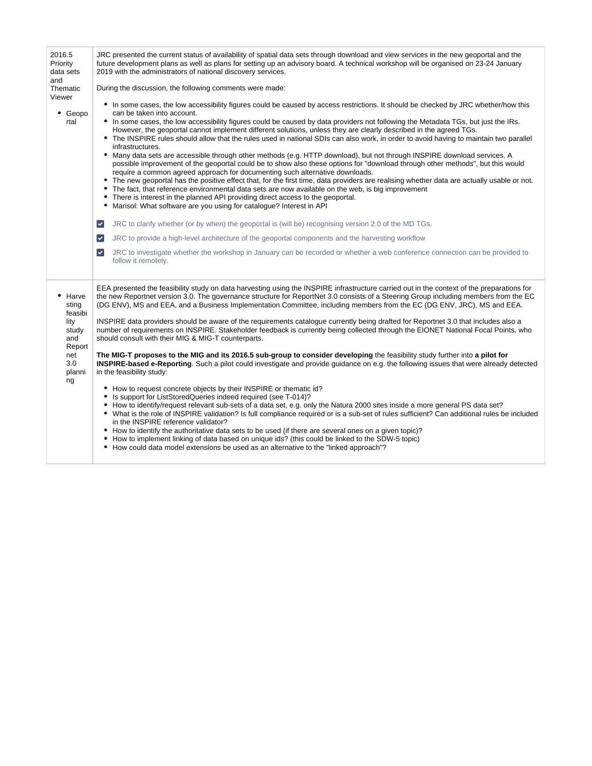| | |
|---|---|
| 2016.5 Priority data sets and Thematic Viewer<br><br>• Geoportal | JRC presented the current status of availability of spatial data sets through download and view services in the new geoportal and the future development plans as well as plans for setting up an advisory board. A technical workshop will be organised on 23-24 January 2019 with the administrators of national discovery services.<br><br>During the discussion, the following comments were made:<br><br>• In some cases, the low accessibility figures could be caused by access restrictions. It should be checked by JRC whether/how this can be taken into account.<br>• In some cases, the low accessibility figures could be caused by data providers not following the Metadata TGs, but just the IRs. However, the geoportal cannot implement different solutions, unless they are clearly described in the agreed TGs.<br>• The INSPIRE rules should allow that the rules used in national SDIs can also work, in order to avoid having to maintain two parallel infrastructures.<br>• Many data sets are accessible through other methods (e.g. HTTP download), but not through INSPIRE download services. A possible improvement of the geoportal could be to show also these options for "download through other methods", but this would require a common agreed approach for documenting such alternative downloads.<br>• The new geoportal has the positive effect that, for the first time, data providers are realising whether data are actually usable or not.<br>• The fact, that reference environmental data sets are now available on the web, is big improvement<br>• There is interest in the planned API providing direct access to the geoportal.<br>• Marisol: What software are you using for catalogue? Interest in API<br><br>☑ JRC to clarify whether (or by when) the geoportal is (will be) recognising version 2.0 of the MD TGs.<br><br>☑ JRC to provide a high-level architecture of the geoportal components and the harvesting workflow<br><br>☑ JRC to investigate whether the workshop in January can be recorded or whether a web conference connection can be provided to follow it remotely. |
| • Harvesting feasibility study and Reportnet 3.0 planning | EEA presented the feasibility study on data harvesting using the INSPIRE infrastructure carried out in the context of the preparations for the new Reportnet version 3.0. The governance structure for ReportNet 3.0 consists of a Steering Group including members from the EC (DG ENV), MS and EEA, and a Business Implementation Committee, including members from the EC (DG ENV, JRC), MS and EEA.<br><br>INSPIRE data providers should be aware of the requirements catalogue currently being drafted for Reportnet 3.0 that includes also a number of requirements on INSPIRE. Stakeholder feedback is currently being collected through the EIONET National Focal Points, who should consult with their MIG & MIG-T counterparts.<br><br>**The MIG-T proposes to the MIG and its 2016.5 sub-group to consider developing** the feasibility study further into **a pilot for INSPIRE-based e-Reporting**. Such a pilot could investigate and provide guidance on e.g. the following issues that were already detected in the feasibility study:<br><br>• How to request concrete objects by their INSPIRE or thematic id?<br>• Is support for ListStoredQueries indeed required (see T-014)?<br>• How to identify/request relevant sub-sets of a data set, e.g. only the Natura 2000 sites inside a more general PS data set?<br>• What is the role of INSPIRE validation? Is full compliance required or is a sub-set of rules sufficient? Can additional rules be included in the INSPIRE reference validator?<br>• How to identify the authoritative data sets to be used (if there are several ones on a given topic)?<br>• How to implement linking of data based on unique ids? (this could be linked to the SDW-5 topic)<br>• How could data model extensions be used as an alternative to the "linked approach"? |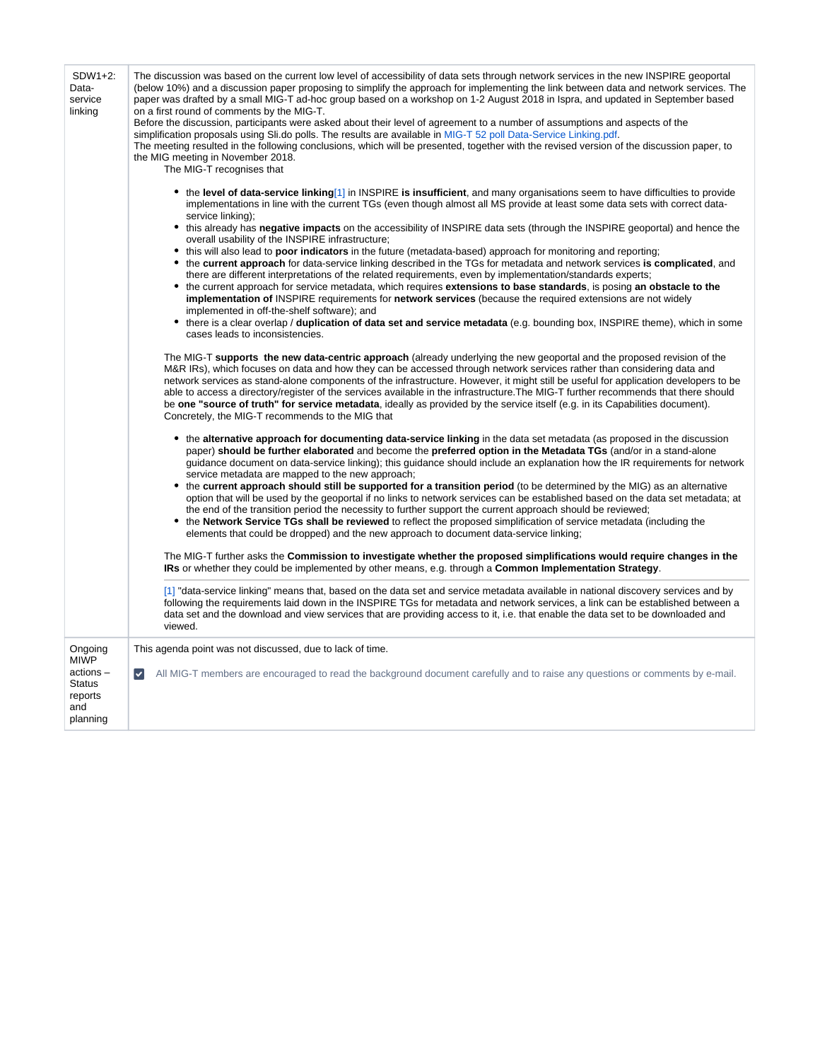| | |
|---|---|
| SDW1+2: Data-service linking | The discussion was based on the current low level of accessibility of data sets through network services in the new INSPIRE geoportal (below 10%) and a discussion paper proposing to simplify the approach for implementing the link between data and network services. The paper was drafted by a small MIG-T ad-hoc group based on a workshop on 1-2 August 2018 in Ispra, and updated in September based on a first round of comments by the MIG-T.<br>Before the discussion, participants were asked about their level of agreement to a number of assumptions and aspects of the simplification proposals using Sli.do polls. The results are available in MIG-T 52 poll Data-Service Linking.pdf.<br>The meeting resulted in the following conclusions, which will be presented, together with the revised version of the discussion paper, to the MIG meeting in November 2018.<br>The MIG-T recognises that<br><br>• the **level of data-service linking**[1] in INSPIRE **is insufficient**, and many organisations seem to have difficulties to provide implementations in line with the current TGs (even though almost all MS provide at least some data sets with correct data-service linking);<br>• this already has **negative impacts** on the accessibility of INSPIRE data sets (through the INSPIRE geoportal) and hence the overall usability of the INSPIRE infrastructure;<br>• this will also lead to **poor indicators** in the future (metadata-based) approach for monitoring and reporting;<br>• the **current approach** for data-service linking described in the TGs for metadata and network services **is complicated**, and there are different interpretations of the related requirements, even by implementation/standards experts;<br>• the current approach for service metadata, which requires **extensions to base standards**, is posing **an obstacle to the implementation of** INSPIRE requirements for **network services** (because the required extensions are not widely implemented in off-the-shelf software); and<br>• there is a clear overlap / **duplication of data set and service metadata** (e.g. bounding box, INSPIRE theme), which in some cases leads to inconsistencies.<br><br>The MIG-T **supports the new data-centric approach** (already underlying the new geoportal and the proposed revision of the M&R IRs), which focuses on data and how they can be accessed through network services rather than considering data and network services as stand-alone components of the infrastructure. However, it might still be useful for application developers to be able to access a directory/register of the services available in the infrastructure.The MIG-T further recommends that there should be **one "source of truth" for service metadata**, ideally as provided by the service itself (e.g. in its Capabilities document).<br>Concretely, the MIG-T recommends to the MIG that<br><br>• the **alternative approach for documenting data-service linking** in the data set metadata (as proposed in the discussion paper) **should be further elaborated** and become the **preferred option in the Metadata TGs** (and/or in a stand-alone guidance document on data-service linking); this guidance should include an explanation how the IR requirements for network service metadata are mapped to the new approach;<br>• the **current approach should still be supported for a transition period** (to be determined by the MIG) as an alternative option that will be used by the geoportal if no links to network services can be established based on the data set metadata; at the end of the transition period the necessity to further support the current approach should be reviewed;<br>• the **Network Service TGs shall be reviewed** to reflect the proposed simplification of service metadata (including the elements that could be dropped) and the new approach to document data-service linking;<br><br>The MIG-T further asks the **Commission to investigate whether the proposed simplifications would require changes in the IRs** or whether they could be implemented by other means, e.g. through a **Common Implementation Strategy**.<br><br>[1] "data-service linking" means that, based on the data set and service metadata available in national discovery services and by following the requirements laid down in the INSPIRE TGs for metadata and network services, a link can be established between a data set and the download and view services that are providing access to it, i.e. that enable the data set to be downloaded and viewed. |
| Ongoing MIWP actions – Status reports and planning | This agenda point was not discussed, due to lack of time.<br><br>☑ All MIG-T members are encouraged to read the background document carefully and to raise any questions or comments by e-mail. |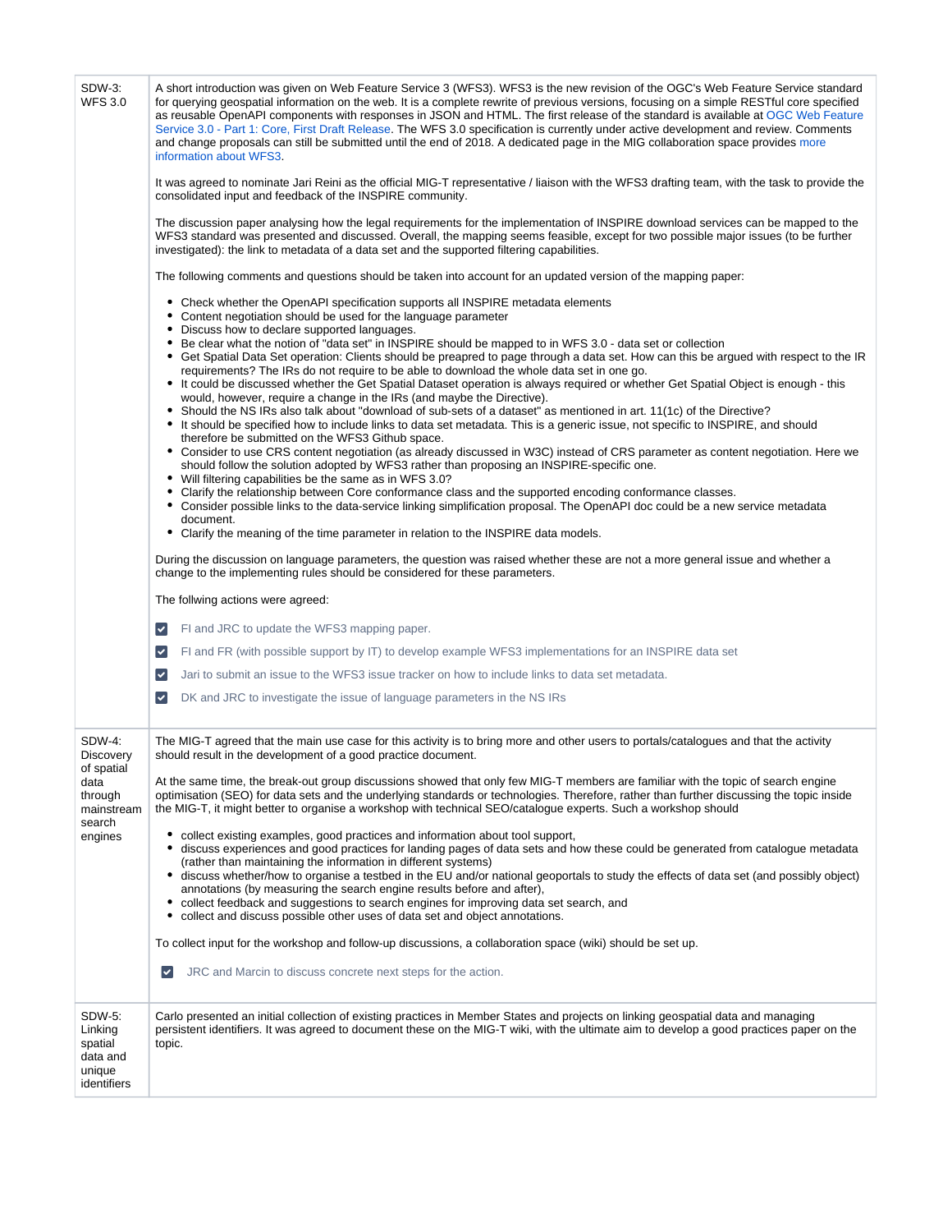| | |
|---|---|
| SDW-3: WFS 3.0 | A short introduction was given on Web Feature Service 3 (WFS3). WFS3 is the new revision of the OGC's Web Feature Service standard for querying geospatial information on the web. It is a complete rewrite of previous versions, focusing on a simple RESTful core specified as reusable OpenAPI components with responses in JSON and HTML. The first release of the standard is available at OGC Web Feature Service 3.0 - Part 1: Core, First Draft Release. The WFS 3.0 specification is currently under active development and review. Comments and change proposals can still be submitted until the end of 2018. A dedicated page in the MIG collaboration space provides more information about WFS3.<br><br>It was agreed to nominate Jari Reini as the official MIG-T representative / liaison with the WFS3 drafting team, with the task to provide the consolidated input and feedback of the INSPIRE community.<br><br>The discussion paper analysing how the legal requirements for the implementation of INSPIRE download services can be mapped to the WFS3 standard was presented and discussed. Overall, the mapping seems feasible, except for two possible major issues (to be further investigated): the link to metadata of a data set and the supported filtering capabilities.<br><br>The following comments and questions should be taken into account for an updated version of the mapping paper:<br><br>• Check whether the OpenAPI specification supports all INSPIRE metadata elements<br>• Content negotiation should be used for the language parameter<br>• Discuss how to declare supported languages.<br>• Be clear what the notion of "data set" in INSPIRE should be mapped to in WFS 3.0 - data set or collection<br>• Get Spatial Data Set operation: Clients should be preapred to page through a data set. How can this be argued with respect to the IR requirements? The IRs do not require to be able to download the whole data set in one go.<br>• It could be discussed whether the Get Spatial Dataset operation is always required or whether Get Spatial Object is enough - this would, however, require a change in the IRs (and maybe the Directive).<br>• Should the NS IRs also talk about "download of sub-sets of a dataset" as mentioned in art. 11(1c) of the Directive?<br>• It should be specified how to include links to data set metadata. This is a generic issue, not specific to INSPIRE, and should therefore be submitted on the WFS3 Github space.<br>• Consider to use CRS content negotiation (as already discussed in W3C) instead of CRS parameter as content negotiation. Here we should follow the solution adopted by WFS3 rather than proposing an INSPIRE-specific one.<br>• Will filtering capabilities be the same as in WFS 3.0?<br>• Clarify the relationship between Core conformance class and the supported encoding conformance classes.<br>• Consider possible links to the data-service linking simplification proposal. The OpenAPI doc could be a new service metadata document.<br>• Clarify the meaning of the time parameter in relation to the INSPIRE data models.<br><br>During the discussion on language parameters, the question was raised whether these are not a more general issue and whether a change to the implementing rules should be considered for these parameters.<br><br>The follwing actions were agreed:<br><br>☑ FI and JRC to update the WFS3 mapping paper.<br>☑ FI and FR (with possible support by IT) to develop example WFS3 implementations for an INSPIRE data set<br>☑ Jari to submit an issue to the WFS3 issue tracker on how to include links to data set metadata.<br>☑ DK and JRC to investigate the issue of language parameters in the NS IRs |
| SDW-4: Discovery of spatial data through mainstream search engines | The MIG-T agreed that the main use case for this activity is to bring more and other users to portals/catalogues and that the activity should result in the development of a good practice document.<br><br>At the same time, the break-out group discussions showed that only few MIG-T members are familiar with the topic of search engine optimisation (SEO) for data sets and the underlying standards or technologies. Therefore, rather than further discussing the topic inside the MIG-T, it might better to organise a workshop with technical SEO/catalogue experts. Such a workshop should<br><br>• collect existing examples, good practices and information about tool support,<br>• discuss experiences and good practices for landing pages of data sets and how these could be generated from catalogue metadata (rather than maintaining the information in different systems)<br>• discuss whether/how to organise a testbed in the EU and/or national geoportals to study the effects of data set (and possibly object) annotations (by measuring the search engine results before and after),<br>• collect feedback and suggestions to search engines for improving data set search, and<br>• collect and discuss possible other uses of data set and object annotations.<br><br>To collect input for the workshop and follow-up discussions, a collaboration space (wiki) should be set up.<br><br>☑ JRC and Marcin to discuss concrete next steps for the action. |
| SDW-5: Linking spatial data and unique identifiers | Carlo presented an initial collection of existing practices in Member States and projects on linking geospatial data and managing persistent identifiers. It was agreed to document these on the MIG-T wiki, with the ultimate aim to develop a good practices paper on the topic. |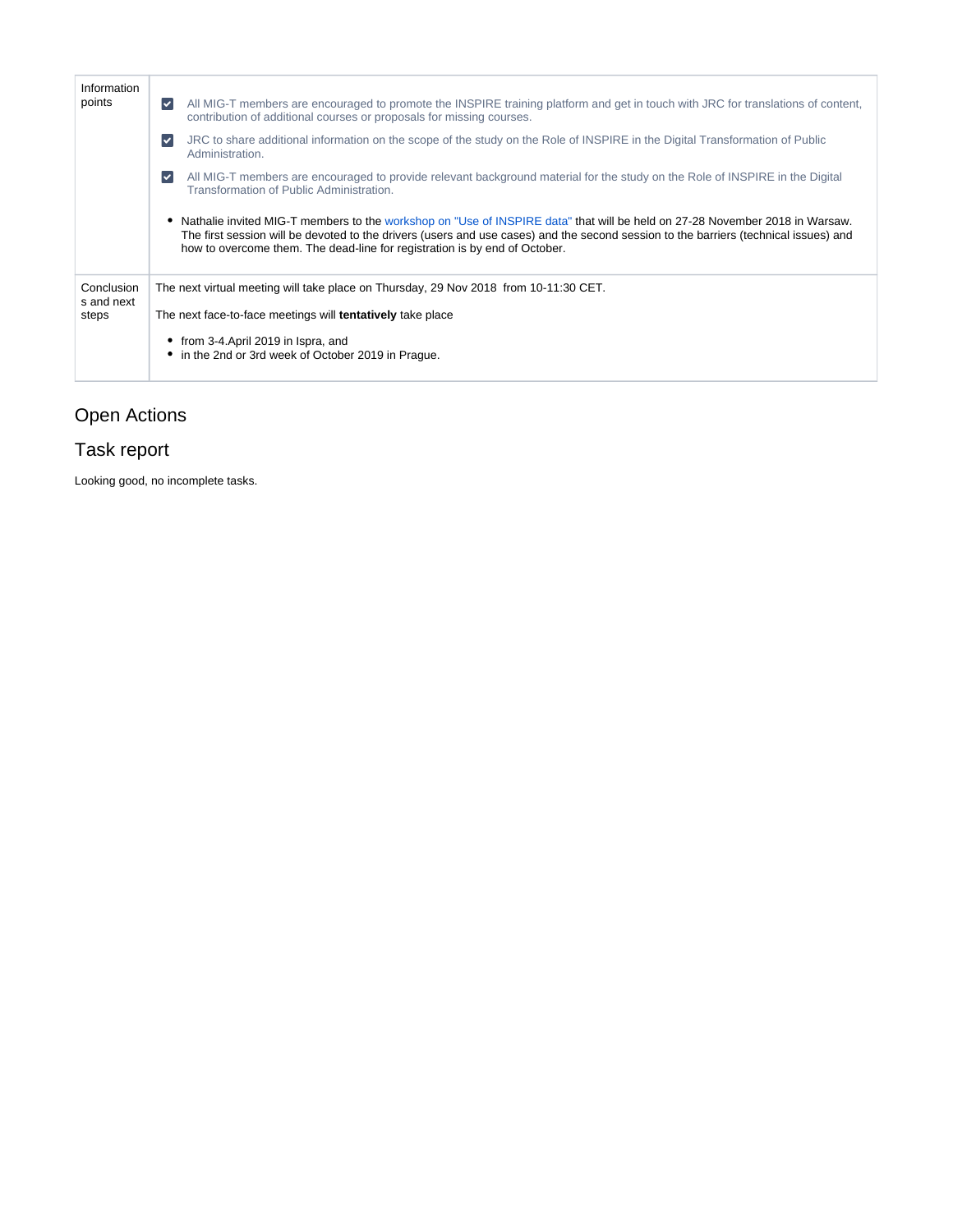| | |
|---|---|
| Information points | ☑ All MIG-T members are encouraged to promote the INSPIRE training platform and get in touch with JRC for translations of content, contribution of additional courses or proposals for missing courses.<br><br>☑ JRC to share additional information on the scope of the study on the Role of INSPIRE in the Digital Transformation of Public Administration.<br><br>☑ All MIG-T members are encouraged to provide relevant background material for the study on the Role of INSPIRE in the Digital Transformation of Public Administration.<br><br>• Nathalie invited MIG-T members to the workshop on "Use of INSPIRE data" that will be held on 27-28 November 2018 in Warsaw. The first session will be devoted to the drivers (users and use cases) and the second session to the barriers (technical issues) and how to overcome them. The dead-line for registration is by end of October. |
| Conclusions and next steps | The next virtual meeting will take place on Thursday, 29 Nov 2018 from 10-11:30 CET.<br><br>The next face-to-face meetings will **tentatively** take place<br><br>• from 3-4.April 2019 in Ispra, and<br>• in the 2nd or 3rd week of October 2019 in Prague. |

## Open Actions

## Task report

Looking good, no incomplete tasks.